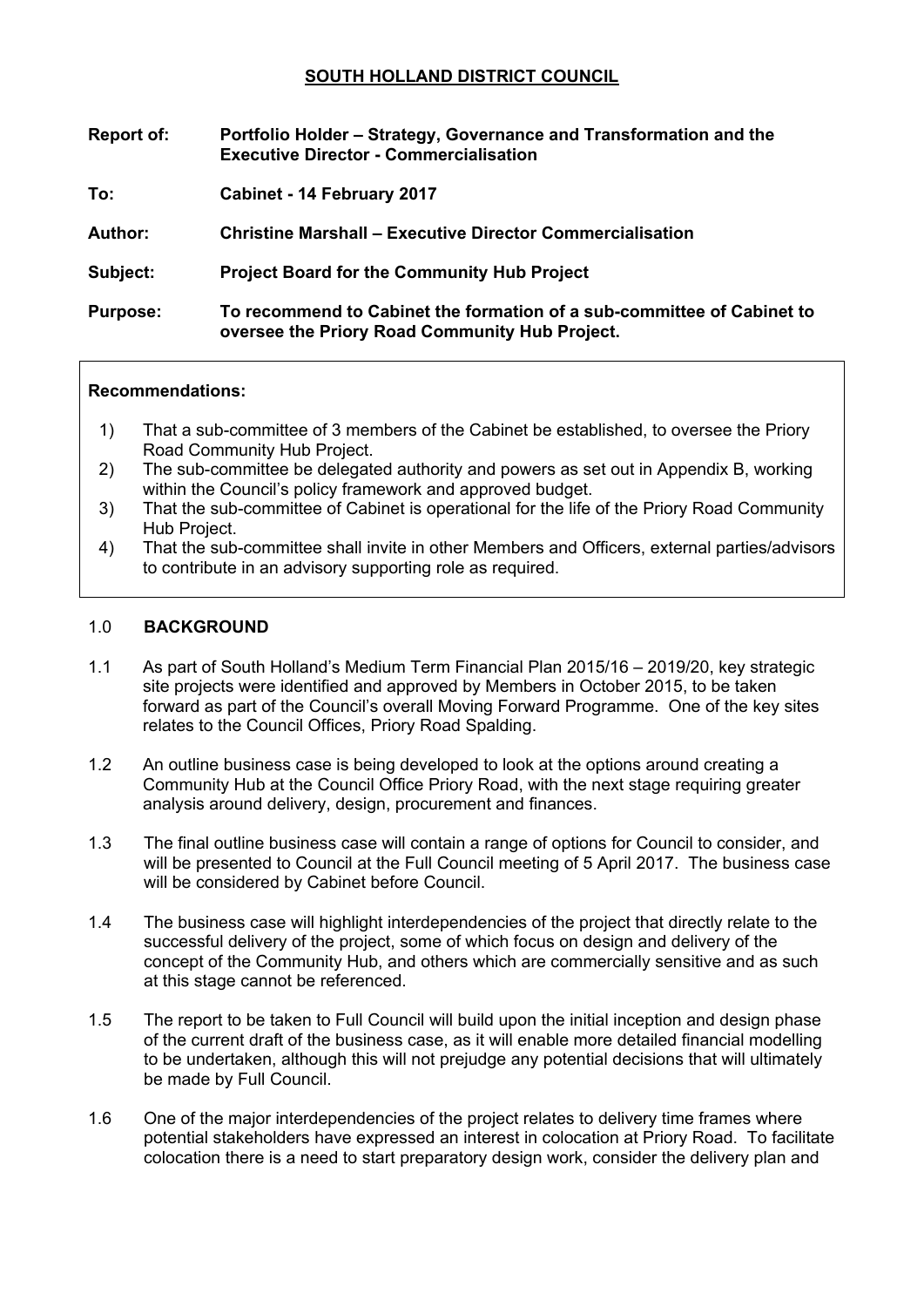# SOUTH HOLLAND DISTRICT COUNCIL

**Report of:** **Portfolio Holder – Strategy, Governance and Transformation and the Executive Director - Commercialisation**

**To:** **Cabinet - 14 February 2017**

**Author:** **Christine Marshall – Executive Director Commercialisation**

**Subject:** **Project Board for the Community Hub Project**

**Purpose:** **To recommend to Cabinet the formation of a sub-committee of Cabinet to oversee the Priory Road Community Hub Project.**

**Recommendations:**

1) That a sub-committee of 3 members of the Cabinet be established, to oversee the Priory Road Community Hub Project.
2) The sub-committee be delegated authority and powers as set out in Appendix B, working within the Council's policy framework and approved budget.
3) That the sub-committee of Cabinet is operational for the life of the Priory Road Community Hub Project.
4) That the sub-committee shall invite in other Members and Officers, external parties/advisors to contribute in an advisory supporting role as required.

## 1.0 BACKGROUND

1.1 As part of South Holland's Medium Term Financial Plan 2015/16 – 2019/20, key strategic site projects were identified and approved by Members in October 2015, to be taken forward as part of the Council's overall Moving Forward Programme. One of the key sites relates to the Council Offices, Priory Road Spalding.

1.2 An outline business case is being developed to look at the options around creating a Community Hub at the Council Office Priory Road, with the next stage requiring greater analysis around delivery, design, procurement and finances.

1.3 The final outline business case will contain a range of options for Council to consider, and will be presented to Council at the Full Council meeting of 5 April 2017. The business case will be considered by Cabinet before Council.

1.4 The business case will highlight interdependencies of the project that directly relate to the successful delivery of the project, some of which focus on design and delivery of the concept of the Community Hub, and others which are commercially sensitive and as such at this stage cannot be referenced.

1.5 The report to be taken to Full Council will build upon the initial inception and design phase of the current draft of the business case, as it will enable more detailed financial modelling to be undertaken, although this will not prejudge any potential decisions that will ultimately be made by Full Council.

1.6 One of the major interdependencies of the project relates to delivery time frames where potential stakeholders have expressed an interest in colocation at Priory Road. To facilitate colocation there is a need to start preparatory design work, consider the delivery plan and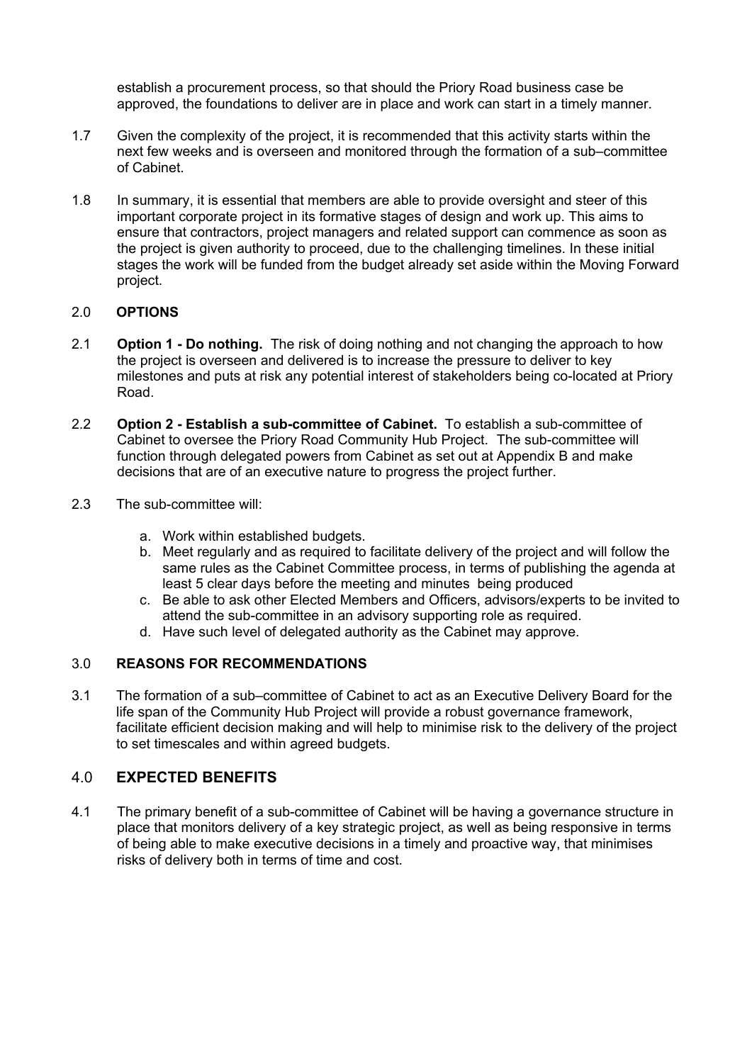establish a procurement process, so that should the Priory Road business case be approved, the foundations to deliver are in place and work can start in a timely manner.

1.7 Given the complexity of the project, it is recommended that this activity starts within the next few weeks and is overseen and monitored through the formation of a sub–committee of Cabinet.

1.8 In summary, it is essential that members are able to provide oversight and steer of this important corporate project in its formative stages of design and work up. This aims to ensure that contractors, project managers and related support can commence as soon as the project is given authority to proceed, due to the challenging timelines. In these initial stages the work will be funded from the budget already set aside within the Moving Forward project.

## 2.0 OPTIONS

2.1 **Option 1 - Do nothing.** The risk of doing nothing and not changing the approach to how the project is overseen and delivered is to increase the pressure to deliver to key milestones and puts at risk any potential interest of stakeholders being co-located at Priory Road.

2.2 **Option 2 - Establish a sub-committee of Cabinet.** To establish a sub-committee of Cabinet to oversee the Priory Road Community Hub Project. The sub-committee will function through delegated powers from Cabinet as set out at Appendix B and make decisions that are of an executive nature to progress the project further.

2.3 The sub-committee will:

a. Work within established budgets.
b. Meet regularly and as required to facilitate delivery of the project and will follow the same rules as the Cabinet Committee process, in terms of publishing the agenda at least 5 clear days before the meeting and minutes being produced
c. Be able to ask other Elected Members and Officers, advisors/experts to be invited to attend the sub-committee in an advisory supporting role as required.
d. Have such level of delegated authority as the Cabinet may approve.

## 3.0 REASONS FOR RECOMMENDATIONS

3.1 The formation of a sub–committee of Cabinet to act as an Executive Delivery Board for the life span of the Community Hub Project will provide a robust governance framework, facilitate efficient decision making and will help to minimise risk to the delivery of the project to set timescales and within agreed budgets.

## 4.0 EXPECTED BENEFITS

4.1 The primary benefit of a sub-committee of Cabinet will be having a governance structure in place that monitors delivery of a key strategic project, as well as being responsive in terms of being able to make executive decisions in a timely and proactive way, that minimises risks of delivery both in terms of time and cost.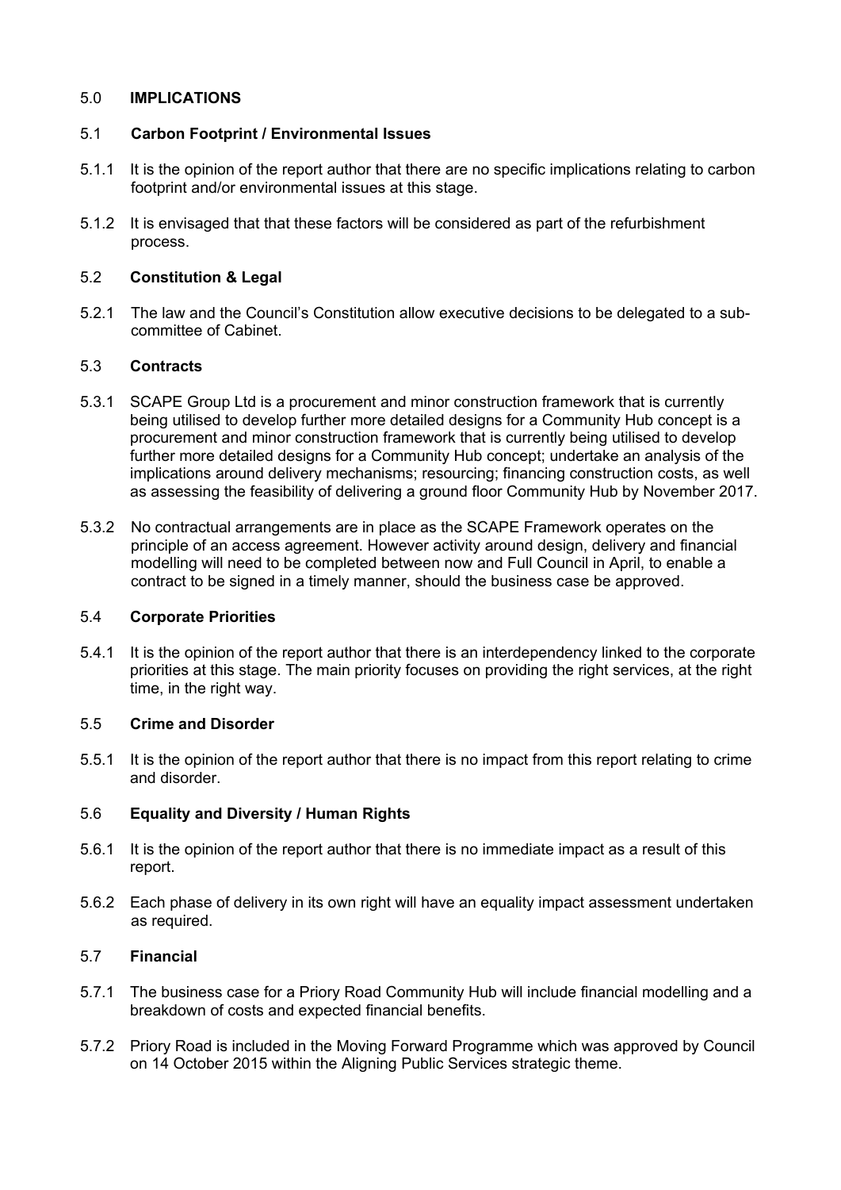## 5.0 IMPLICATIONS

### 5.1 Carbon Footprint / Environmental Issues

5.1.1 It is the opinion of the report author that there are no specific implications relating to carbon footprint and/or environmental issues at this stage.

5.1.2 It is envisaged that that these factors will be considered as part of the refurbishment process.

### 5.2 Constitution & Legal

5.2.1 The law and the Council's Constitution allow executive decisions to be delegated to a sub-committee of Cabinet.

### 5.3 Contracts

5.3.1 SCAPE Group Ltd is a procurement and minor construction framework that is currently being utilised to develop further more detailed designs for a Community Hub concept is a procurement and minor construction framework that is currently being utilised to develop further more detailed designs for a Community Hub concept; undertake an analysis of the implications around delivery mechanisms; resourcing; financing construction costs, as well as assessing the feasibility of delivering a ground floor Community Hub by November 2017.

5.3.2 No contractual arrangements are in place as the SCAPE Framework operates on the principle of an access agreement. However activity around design, delivery and financial modelling will need to be completed between now and Full Council in April, to enable a contract to be signed in a timely manner, should the business case be approved.

### 5.4 Corporate Priorities

5.4.1 It is the opinion of the report author that there is an interdependency linked to the corporate priorities at this stage. The main priority focuses on providing the right services, at the right time, in the right way.

### 5.5 Crime and Disorder

5.5.1 It is the opinion of the report author that there is no impact from this report relating to crime and disorder.

### 5.6 Equality and Diversity / Human Rights

5.6.1 It is the opinion of the report author that there is no immediate impact as a result of this report.

5.6.2 Each phase of delivery in its own right will have an equality impact assessment undertaken as required.

### 5.7 Financial

5.7.1 The business case for a Priory Road Community Hub will include financial modelling and a breakdown of costs and expected financial benefits.

5.7.2 Priory Road is included in the Moving Forward Programme which was approved by Council on 14 October 2015 within the Aligning Public Services strategic theme.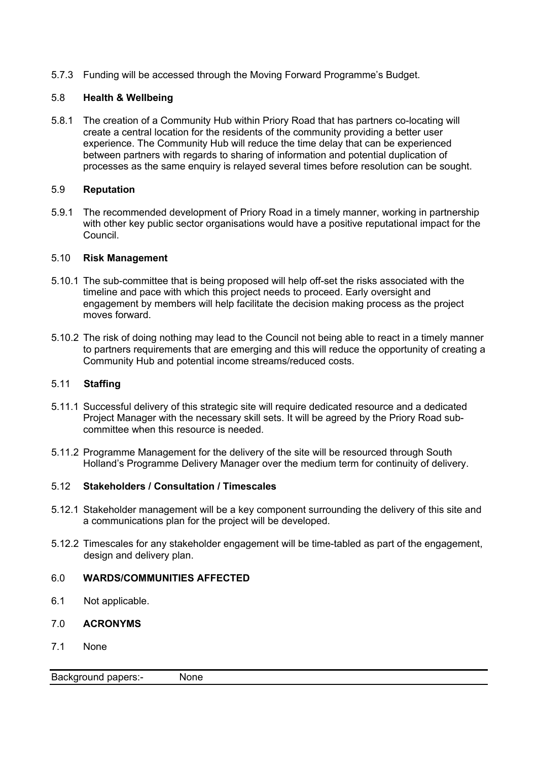5.7.3 Funding will be accessed through the Moving Forward Programme's Budget.

### 5.8 **Health & Wellbeing**

5.8.1 The creation of a Community Hub within Priory Road that has partners co-locating will create a central location for the residents of the community providing a better user experience. The Community Hub will reduce the time delay that can be experienced between partners with regards to sharing of information and potential duplication of processes as the same enquiry is relayed several times before resolution can be sought.

### 5.9 **Reputation**

5.9.1 The recommended development of Priory Road in a timely manner, working in partnership with other key public sector organisations would have a positive reputational impact for the Council.

### 5.10 **Risk Management**

5.10.1 The sub-committee that is being proposed will help off-set the risks associated with the timeline and pace with which this project needs to proceed. Early oversight and engagement by members will help facilitate the decision making process as the project moves forward.

5.10.2 The risk of doing nothing may lead to the Council not being able to react in a timely manner to partners requirements that are emerging and this will reduce the opportunity of creating a Community Hub and potential income streams/reduced costs.

### 5.11 **Staffing**

5.11.1 Successful delivery of this strategic site will require dedicated resource and a dedicated Project Manager with the necessary skill sets. It will be agreed by the Priory Road sub-committee when this resource is needed.

5.11.2 Programme Management for the delivery of the site will be resourced through South Holland's Programme Delivery Manager over the medium term for continuity of delivery.

### 5.12 **Stakeholders / Consultation / Timescales**

5.12.1 Stakeholder management will be a key component surrounding the delivery of this site and a communications plan for the project will be developed.

5.12.2 Timescales for any stakeholder engagement will be time-tabled as part of the engagement, design and delivery plan.

## 6.0 **WARDS/COMMUNITIES AFFECTED**

6.1 Not applicable.

## 7.0 **ACRONYMS**

7.1 None

---

Background papers:- None

---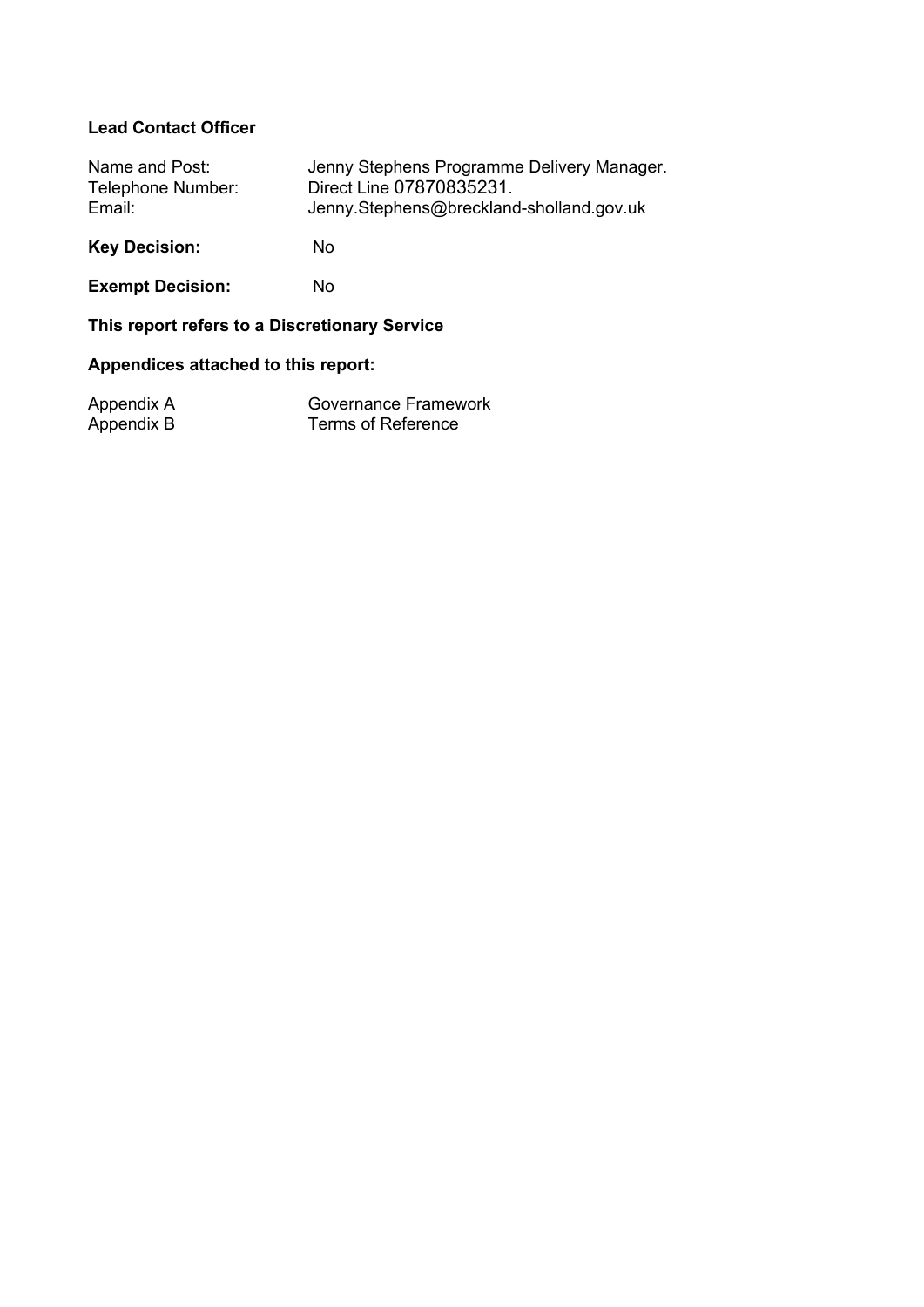**Lead Contact Officer**

| | |
|---|---|
| Name and Post: | Jenny Stephens Programme Delivery Manager. |
| Telephone Number: | Direct Line 07870835231. |
| Email: | Jenny.Stephens@breckland-sholland.gov.uk |

**Key Decision:** No

**Exempt Decision:** No

**This report refers to a Discretionary Service**

**Appendices attached to this report:**

| | |
|---|---|
| Appendix A | Governance Framework |
| Appendix B | Terms of Reference |